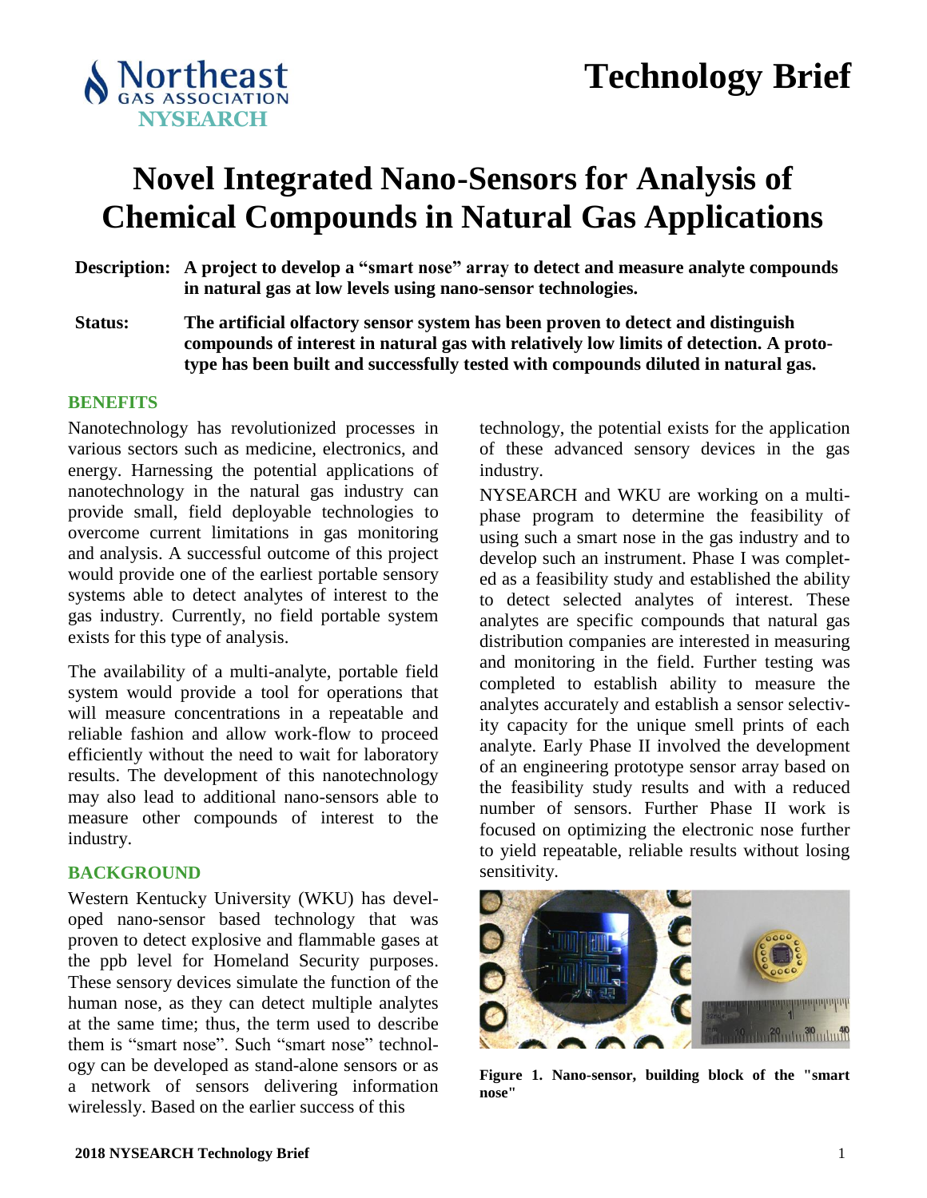Northeast Gas Association NYSEARCH

# Technology Brief

# Novel Integrated Nano-Sensors for Analysis of Chemical Compounds in Natural Gas Applications

**Description:** **A project to develop a "smart nose" array to detect and measure analyte compounds in natural gas at low levels using nano-sensor technologies.**

**Status:** **The artificial olfactory sensor system has been proven to detect and distinguish compounds of interest in natural gas with relatively low limits of detection. A prototype has been built and successfully tested with compounds diluted in natural gas.**

## BENEFITS

Nanotechnology has revolutionized processes in various sectors such as medicine, electronics, and energy. Harnessing the potential applications of nanotechnology in the natural gas industry can provide small, field deployable technologies to overcome current limitations in gas monitoring and analysis. A successful outcome of this project would provide one of the earliest portable sensory systems able to detect analytes of interest to the gas industry. Currently, no field portable system exists for this type of analysis.

The availability of a multi-analyte, portable field system would provide a tool for operations that will measure concentrations in a repeatable and reliable fashion and allow work-flow to proceed efficiently without the need to wait for laboratory results. The development of this nanotechnology may also lead to additional nano-sensors able to measure other compounds of interest to the industry.

## BACKGROUND

Western Kentucky University (WKU) has developed nano-sensor based technology that was proven to detect explosive and flammable gases at the ppb level for Homeland Security purposes. These sensory devices simulate the function of the human nose, as they can detect multiple analytes at the same time; thus, the term used to describe them is "smart nose". Such "smart nose" technology can be developed as stand-alone sensors or as a network of sensors delivering information wirelessly. Based on the earlier success of this technology, the potential exists for the application of these advanced sensory devices in the gas industry.

NYSEARCH and WKU are working on a multi-phase program to determine the feasibility of using such a smart nose in the gas industry and to develop such an instrument. Phase I was completed as a feasibility study and established the ability to detect selected analytes of interest. These analytes are specific compounds that natural gas distribution companies are interested in measuring and monitoring in the field. Further testing was completed to establish ability to measure the analytes accurately and establish a sensor selectivity capacity for the unique smell prints of each analyte. Early Phase II involved the development of an engineering prototype sensor array based on the feasibility study results and with a reduced number of sensors. Further Phase II work is focused on optimizing the electronic nose further to yield repeatable, reliable results without losing sensitivity.

**Figure 1. Nano-sensor, building block of the "smart nose"**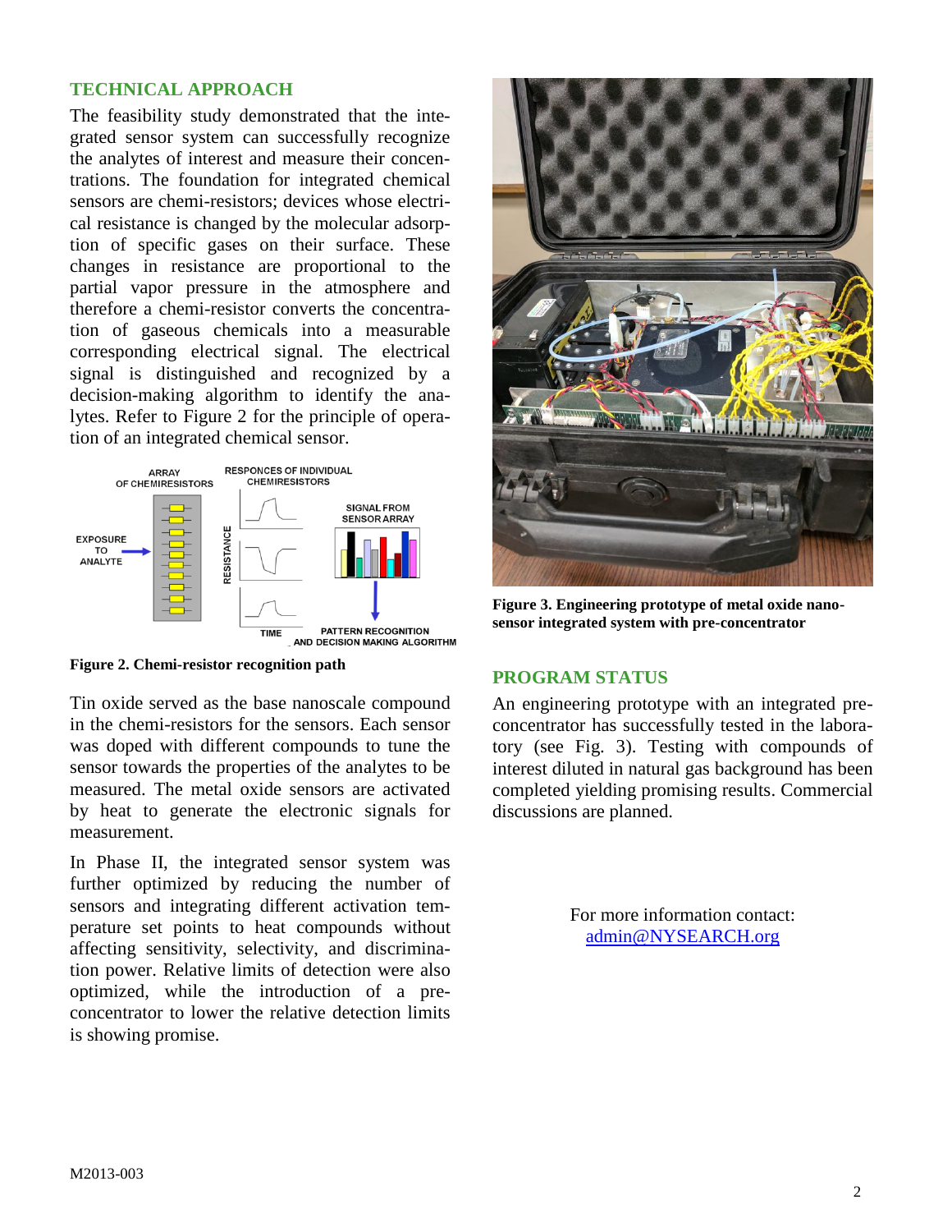## TECHNICAL APPROACH

The feasibility study demonstrated that the integrated sensor system can successfully recognize the analytes of interest and measure their concentrations. The foundation for integrated chemical sensors are chemi-resistors; devices whose electrical resistance is changed by the molecular adsorption of specific gases on their surface. These changes in resistance are proportional to the partial vapor pressure in the atmosphere and therefore a chemi-resistor converts the concentration of gaseous chemicals into a measurable corresponding electrical signal. The electrical signal is distinguished and recognized by a decision-making algorithm to identify the analytes. Refer to Figure 2 for the principle of operation of an integrated chemical sensor.

ARRAY OF CHEMIRESISTORS

RESPONCES OF INDIVIDUAL CHEMIRESISTORS

SIGNAL FROM SENSOR ARRAY

EXPOSURE TO ANALYTE

RESISTANCE

TIME

PATTERN RECOGNITION AND DECISION MAKING ALGORITHM

**Figure 2. Chemi-resistor recognition path**

Tin oxide served as the base nanoscale compound in the chemi-resistors for the sensors. Each sensor was doped with different compounds to tune the sensor towards the properties of the analytes to be measured. The metal oxide sensors are activated by heat to generate the electronic signals for measurement.

In Phase II, the integrated sensor system was further optimized by reducing the number of sensors and integrating different activation temperature set points to heat compounds without affecting sensitivity, selectivity, and discrimination power. Relative limits of detection were also optimized, while the introduction of a pre-concentrator to lower the relative detection limits is showing promise.

**Figure 3. Engineering prototype of metal oxide nano-sensor integrated system with pre-concentrator**

## PROGRAM STATUS

An engineering prototype with an integrated pre-concentrator has successfully tested in the laboratory (see Fig. 3). Testing with compounds of interest diluted in natural gas background has been completed yielding promising results. Commercial discussions are planned.

For more information contact:
admin@NYSEARCH.org

M2013-003